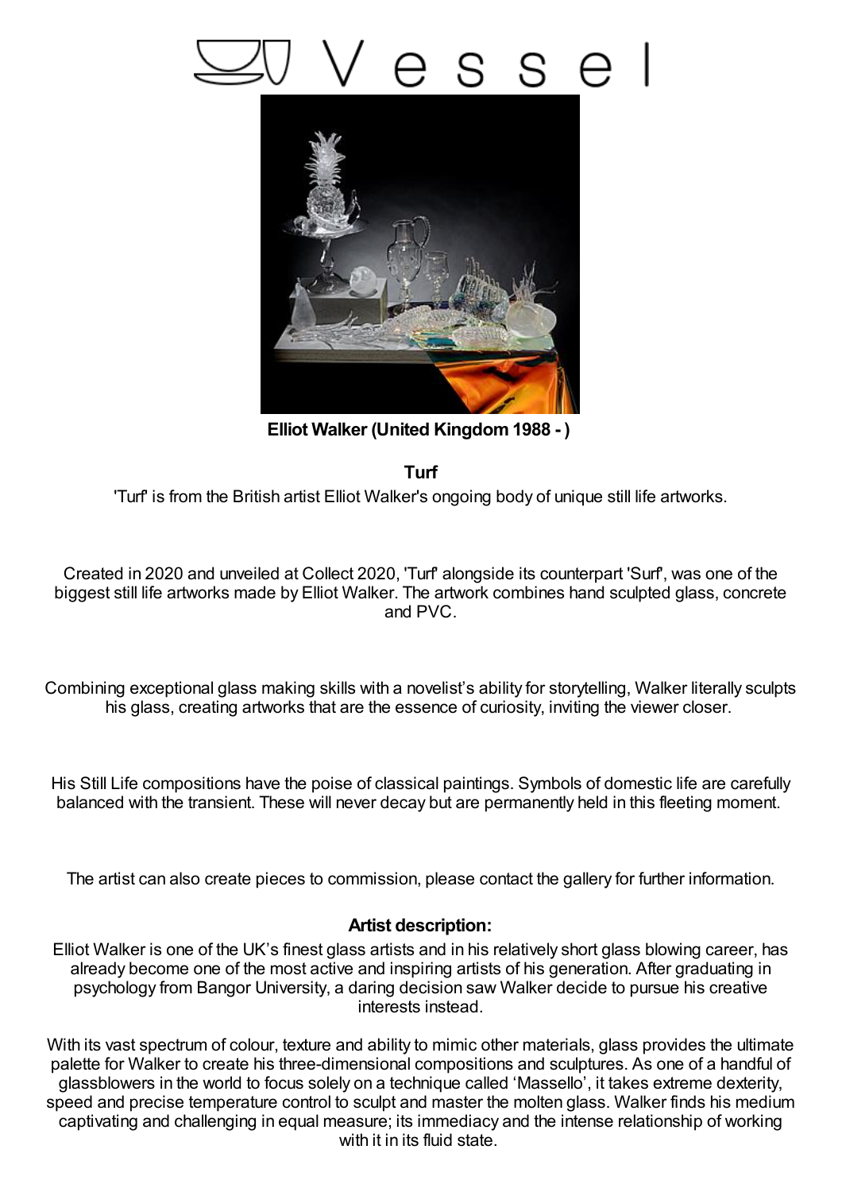# Vessel

**Elliot Walker (United Kingdom 1988 - )**

**Turf**

'Turf' is from the British artist Elliot Walker's ongoing body of unique still life artworks.

Created in 2020 and unveiled at Collect 2020, 'Turf' alongside its counterpart 'Surf', was one of the biggest still life artworks made by Elliot Walker. The artwork combines hand sculpted glass, concrete and PVC.

Combining exceptional glass making skills with a novelist's ability for storytelling, Walker literally sculpts his glass, creating artworks that are the essence of curiosity, inviting the viewer closer.

His Still Life compositions have the poise of classical paintings. Symbols of domestic life are carefully balanced with the transient. These will never decay but are permanently held in this fleeting moment.

The artist can also create pieces to commission, please contact the gallery for further information.

**Artist description:**

Elliot Walker is one of the UK's finest glass artists and in his relatively short glass blowing career, has already become one of the most active and inspiring artists of his generation. After graduating in psychology from Bangor University, a daring decision saw Walker decide to pursue his creative interests instead.

With its vast spectrum of colour, texture and ability to mimic other materials, glass provides the ultimate palette for Walker to create his three-dimensional compositions and sculptures. As one of a handful of glassblowers in the world to focus solely on a technique called 'Massello', it takes extreme dexterity, speed and precise temperature control to sculpt and master the molten glass. Walker finds his medium captivating and challenging in equal measure; its immediacy and the intense relationship of working with it in its fluid state.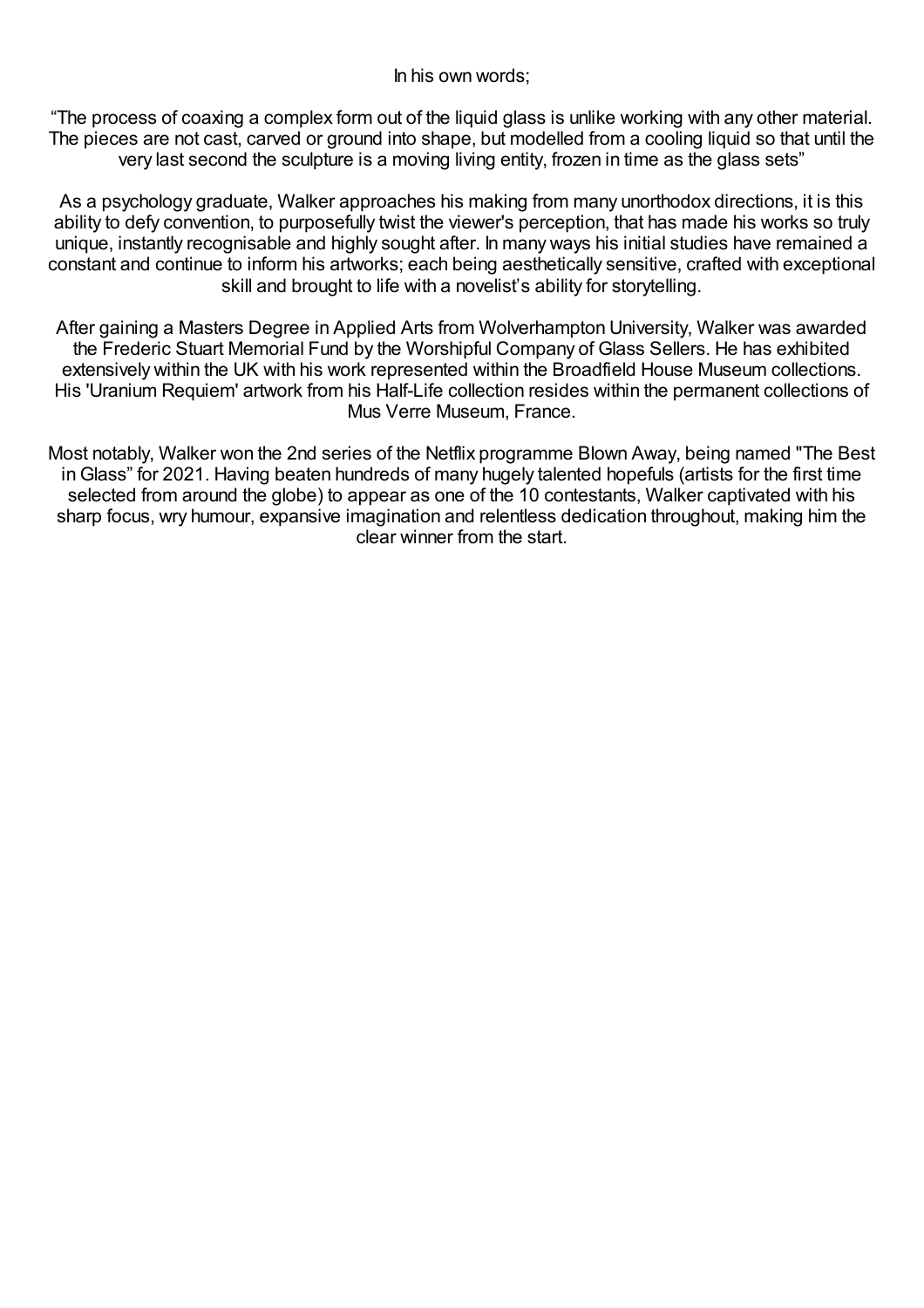In his own words;

“The process of coaxing a complex form out of the liquid glass is unlike working with any other material. The pieces are not cast, carved or ground into shape, but modelled from a cooling liquid so that until the very last second the sculpture is a moving living entity, frozen in time as the glass sets”

As a psychology graduate, Walker approaches his making from many unorthodox directions, it is this ability to defy convention, to purposefully twist the viewer's perception, that has made his works so truly unique, instantly recognisable and highly sought after. In many ways his initial studies have remained a constant and continue to inform his artworks; each being aesthetically sensitive, crafted with exceptional skill and brought to life with a novelist’s ability for storytelling.

After gaining a Masters Degree in Applied Arts from Wolverhampton University, Walker was awarded the Frederic Stuart Memorial Fund by the Worshipful Company of Glass Sellers. He has exhibited extensively within the UK with his work represented within the Broadfield House Museum collections. His 'Uranium Requiem' artwork from his Half-Life collection resides within the permanent collections of Mus Verre Museum, France.

Most notably, Walker won the 2nd series of the Netflix programme Blown Away, being named "The Best in Glass” for 2021. Having beaten hundreds of many hugely talented hopefuls (artists for the first time selected from around the globe) to appear as one of the 10 contestants, Walker captivated with his sharp focus, wry humour, expansive imagination and relentless dedication throughout, making him the clear winner from the start.